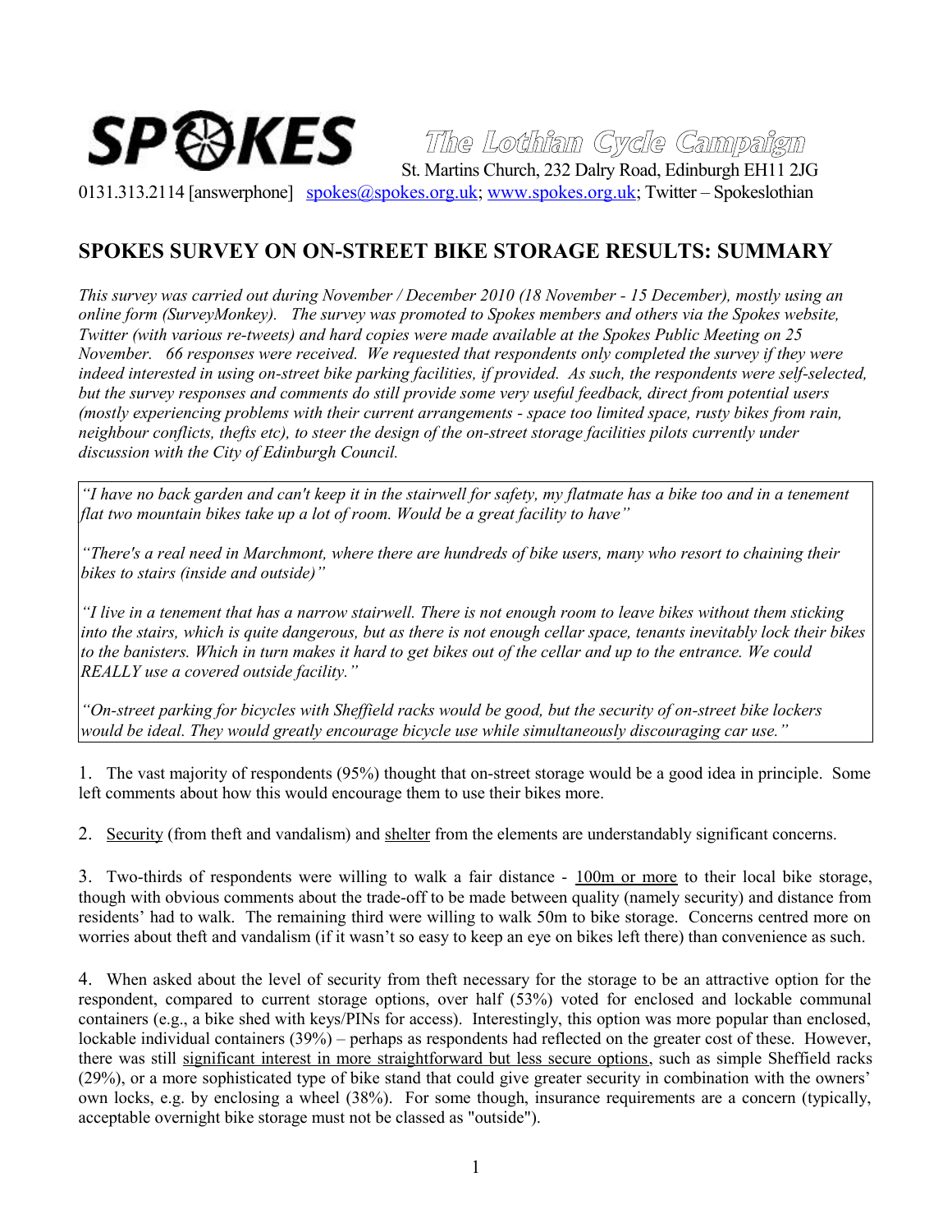**SPOKES** The Lothian Cycle Campaign

St. Martins Church, 232 Dalry Road, Edinburgh EH11 2JG

0131.313.2114 [answerphone] spokes@spokes.org.uk; www.spokes.org.uk; Twitter – Spokeslothian

# SPOKES SURVEY ON ON-STREET BIKE STORAGE RESULTS: SUMMARY

*This survey was carried out during November / December 2010 (18 November - 15 December), mostly using an online form (SurveyMonkey). The survey was promoted to Spokes members and others via the Spokes website, Twitter (with various re-tweets) and hard copies were made available at the Spokes Public Meeting on 25 November. 66 responses were received. We requested that respondents only completed the survey if they were indeed interested in using on-street bike parking facilities, if provided. As such, the respondents were self-selected, but the survey responses and comments do still provide some very useful feedback, direct from potential users (mostly experiencing problems with their current arrangements - space too limited space, rusty bikes from rain, neighbour conflicts, thefts etc), to steer the design of the on-street storage facilities pilots currently under discussion with the City of Edinburgh Council.*

> *"I have no back garden and can't keep it in the stairwell for safety, my flatmate has a bike too and in a tenement flat two mountain bikes take up a lot of room. Would be a great facility to have"*
>
> *"There's a real need in Marchmont, where there are hundreds of bike users, many who resort to chaining their bikes to stairs (inside and outside)"*
>
> *"I live in a tenement that has a narrow stairwell. There is not enough room to leave bikes without them sticking into the stairs, which is quite dangerous, but as there is not enough cellar space, tenants inevitably lock their bikes to the banisters. Which in turn makes it hard to get bikes out of the cellar and up to the entrance. We could REALLY use a covered outside facility."*
>
> *"On-street parking for bicycles with Sheffield racks would be good, but the security of on-street bike lockers would be ideal. They would greatly encourage bicycle use while simultaneously discouraging car use."*

1. The vast majority of respondents (95%) thought that on-street storage would be a good idea in principle. Some left comments about how this would encourage them to use their bikes more.

2. Security (from theft and vandalism) and shelter from the elements are understandably significant concerns.

3. Two-thirds of respondents were willing to walk a fair distance - 100m or more to their local bike storage, though with obvious comments about the trade-off to be made between quality (namely security) and distance from residents' had to walk. The remaining third were willing to walk 50m to bike storage. Concerns centred more on worries about theft and vandalism (if it wasn't so easy to keep an eye on bikes left there) than convenience as such.

4. When asked about the level of security from theft necessary for the storage to be an attractive option for the respondent, compared to current storage options, over half (53%) voted for enclosed and lockable communal containers (e.g., a bike shed with keys/PINs for access). Interestingly, this option was more popular than enclosed, lockable individual containers (39%) – perhaps as respondents had reflected on the greater cost of these. However, there was still significant interest in more straightforward but less secure options, such as simple Sheffield racks (29%), or a more sophisticated type of bike stand that could give greater security in combination with the owners' own locks, e.g. by enclosing a wheel (38%). For some though, insurance requirements are a concern (typically, acceptable overnight bike storage must not be classed as "outside").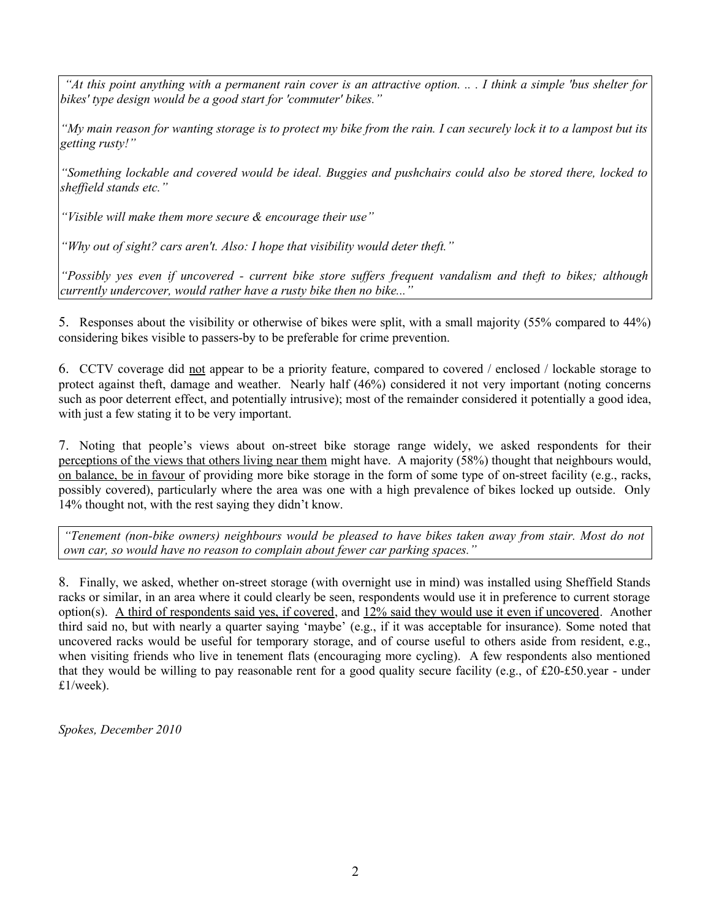*"At this point anything with a permanent rain cover is an attractive option. .. . I think a simple 'bus shelter for bikes' type design would be a good start for 'commuter' bikes."*

*"My main reason for wanting storage is to protect my bike from the rain. I can securely lock it to a lampost but its getting rusty!"*

*"Something lockable and covered would be ideal. Buggies and pushchairs could also be stored there, locked to sheffield stands etc."*

*"Visible will make them more secure & encourage their use"*

*"Why out of sight? cars aren't. Also: I hope that visibility would deter theft."*

*"Possibly yes even if uncovered - current bike store suffers frequent vandalism and theft to bikes; although currently undercover, would rather have a rusty bike then no bike..."*

5. Responses about the visibility or otherwise of bikes were split, with a small majority (55% compared to 44%) considering bikes visible to passers-by to be preferable for crime prevention.

6. CCTV coverage did not appear to be a priority feature, compared to covered / enclosed / lockable storage to protect against theft, damage and weather. Nearly half (46%) considered it not very important (noting concerns such as poor deterrent effect, and potentially intrusive); most of the remainder considered it potentially a good idea, with just a few stating it to be very important.

7. Noting that people's views about on-street bike storage range widely, we asked respondents for their perceptions of the views that others living near them might have. A majority (58%) thought that neighbours would, on balance, be in favour of providing more bike storage in the form of some type of on-street facility (e.g., racks, possibly covered), particularly where the area was one with a high prevalence of bikes locked up outside. Only 14% thought not, with the rest saying they didn't know.

*"Tenement (non-bike owners) neighbours would be pleased to have bikes taken away from stair. Most do not own car, so would have no reason to complain about fewer car parking spaces."*

8. Finally, we asked, whether on-street storage (with overnight use in mind) was installed using Sheffield Stands racks or similar, in an area where it could clearly be seen, respondents would use it in preference to current storage option(s). A third of respondents said yes, if covered, and 12% said they would use it even if uncovered. Another third said no, but with nearly a quarter saying 'maybe' (e.g., if it was acceptable for insurance). Some noted that uncovered racks would be useful for temporary storage, and of course useful to others aside from resident, e.g., when visiting friends who live in tenement flats (encouraging more cycling). A few respondents also mentioned that they would be willing to pay reasonable rent for a good quality secure facility (e.g., of £20-£50.year - under £1/week).

*Spokes, December 2010*